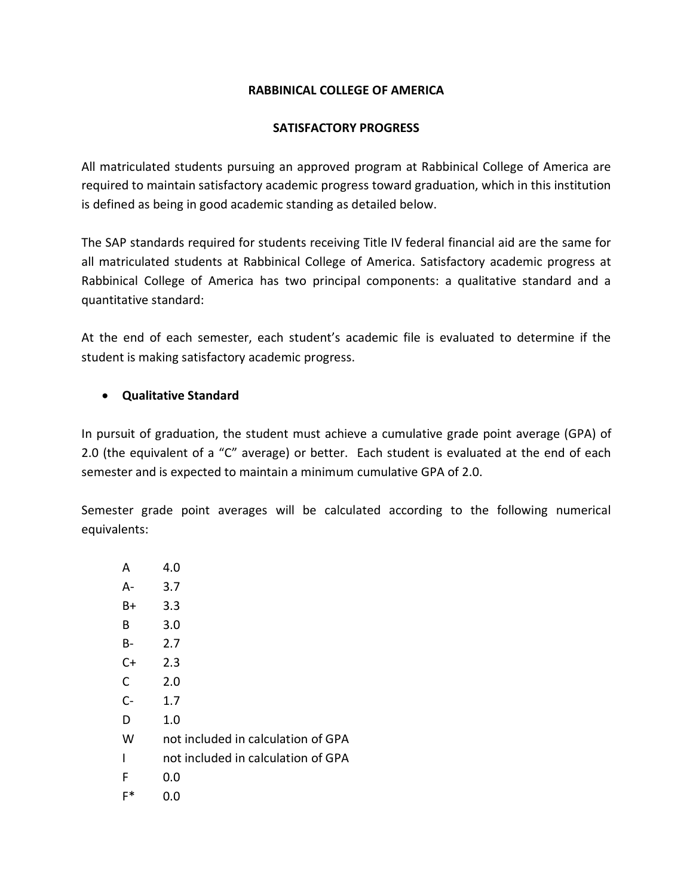# RABBINICAL COLLEGE OF AMERICA

## SATISFACTORY PROGRESS

All matriculated students pursuing an approved program at Rabbinical College of America are required to maintain satisfactory academic progress toward graduation, which in this institution is defined as being in good academic standing as detailed below.

The SAP standards required for students receiving Title IV federal financial aid are the same for all matriculated students at Rabbinical College of America. Satisfactory academic progress at Rabbinical College of America has two principal components: a qualitative standard and a quantitative standard:

At the end of each semester, each student's academic file is evaluated to determine if the student is making satisfactory academic progress.

- **Qualitative Standard**

In pursuit of graduation, the student must achieve a cumulative grade point average (GPA) of 2.0 (the equivalent of a "C" average) or better. Each student is evaluated at the end of each semester and is expected to maintain a minimum cumulative GPA of 2.0.

Semester grade point averages will be calculated according to the following numerical equivalents:

| Grade | Value |
|---|---|
| A | 4.0 |
| A- | 3.7 |
| B+ | 3.3 |
| B | 3.0 |
| B- | 2.7 |
| C+ | 2.3 |
| C | 2.0 |
| C- | 1.7 |
| D | 1.0 |
| W | not included in calculation of GPA |
| I | not included in calculation of GPA |
| F | 0.0 |
| F* | 0.0 |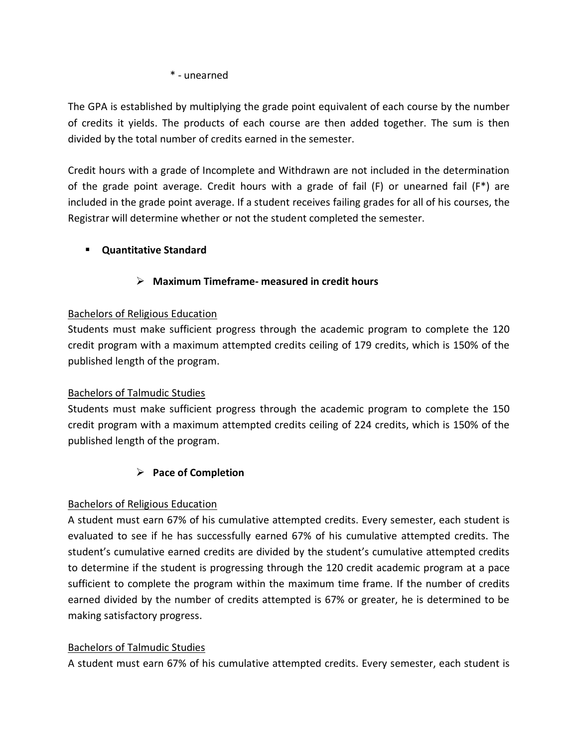* - unearned

The GPA is established by multiplying the grade point equivalent of each course by the number of credits it yields. The products of each course are then added together. The sum is then divided by the total number of credits earned in the semester.

Credit hours with a grade of Incomplete and Withdrawn are not included in the determination of the grade point average. Credit hours with a grade of fail (F) or unearned fail (F*) are included in the grade point average. If a student receives failing grades for all of his courses, the Registrar will determine whether or not the student completed the semester.

- **Quantitative Standard**

  - **Maximum Timeframe- measured in credit hours**

Bachelors of Religious Education
Students must make sufficient progress through the academic program to complete the 120 credit program with a maximum attempted credits ceiling of 179 credits, which is 150% of the published length of the program.

Bachelors of Talmudic Studies
Students must make sufficient progress through the academic program to complete the 150 credit program with a maximum attempted credits ceiling of 224 credits, which is 150% of the published length of the program.

  - **Pace of Completion**

Bachelors of Religious Education
A student must earn 67% of his cumulative attempted credits. Every semester, each student is evaluated to see if he has successfully earned 67% of his cumulative attempted credits. The student's cumulative earned credits are divided by the student's cumulative attempted credits to determine if the student is progressing through the 120 credit academic program at a pace sufficient to complete the program within the maximum time frame. If the number of credits earned divided by the number of credits attempted is 67% or greater, he is determined to be making satisfactory progress.

Bachelors of Talmudic Studies
A student must earn 67% of his cumulative attempted credits. Every semester, each student is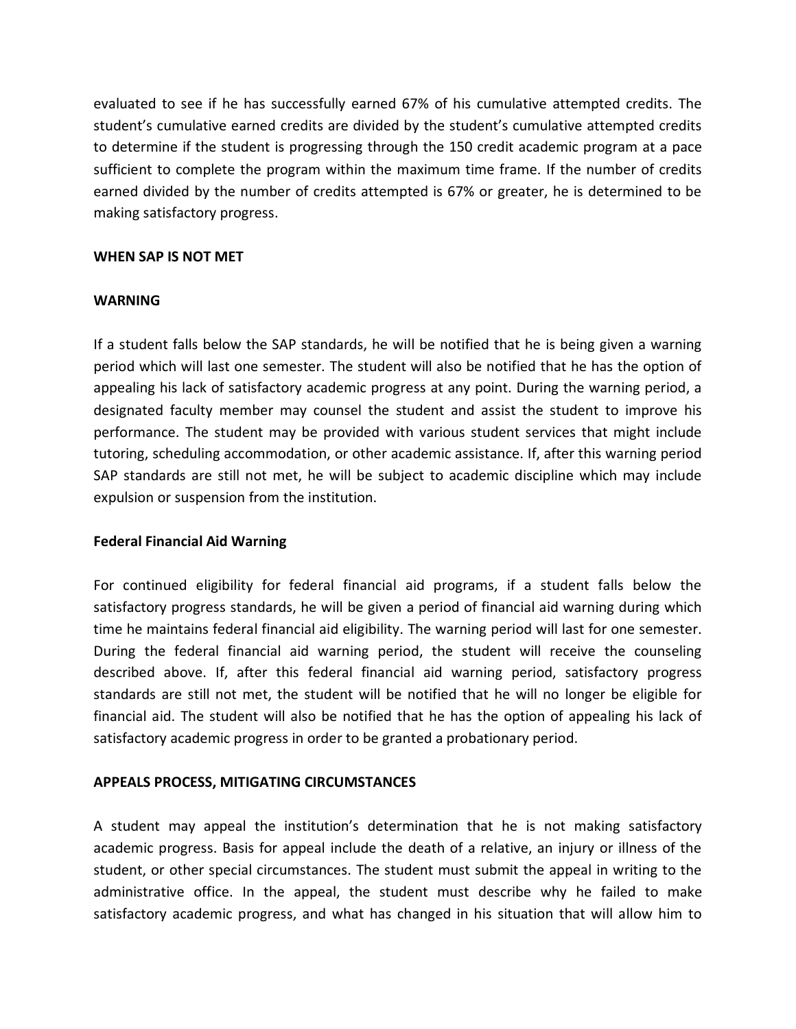evaluated to see if he has successfully earned 67% of his cumulative attempted credits. The student's cumulative earned credits are divided by the student's cumulative attempted credits to determine if the student is progressing through the 150 credit academic program at a pace sufficient to complete the program within the maximum time frame. If the number of credits earned divided by the number of credits attempted is 67% or greater, he is determined to be making satisfactory progress.

**WHEN SAP IS NOT MET**

**WARNING**

If a student falls below the SAP standards, he will be notified that he is being given a warning period which will last one semester. The student will also be notified that he has the option of appealing his lack of satisfactory academic progress at any point. During the warning period, a designated faculty member may counsel the student and assist the student to improve his performance. The student may be provided with various student services that might include tutoring, scheduling accommodation, or other academic assistance. If, after this warning period SAP standards are still not met, he will be subject to academic discipline which may include expulsion or suspension from the institution.

**Federal Financial Aid Warning**

For continued eligibility for federal financial aid programs, if a student falls below the satisfactory progress standards, he will be given a period of financial aid warning during which time he maintains federal financial aid eligibility. The warning period will last for one semester. During the federal financial aid warning period, the student will receive the counseling described above. If, after this federal financial aid warning period, satisfactory progress standards are still not met, the student will be notified that he will no longer be eligible for financial aid. The student will also be notified that he has the option of appealing his lack of satisfactory academic progress in order to be granted a probationary period.

**APPEALS PROCESS, MITIGATING CIRCUMSTANCES**

A student may appeal the institution's determination that he is not making satisfactory academic progress. Basis for appeal include the death of a relative, an injury or illness of the student, or other special circumstances. The student must submit the appeal in writing to the administrative office. In the appeal, the student must describe why he failed to make satisfactory academic progress, and what has changed in his situation that will allow him to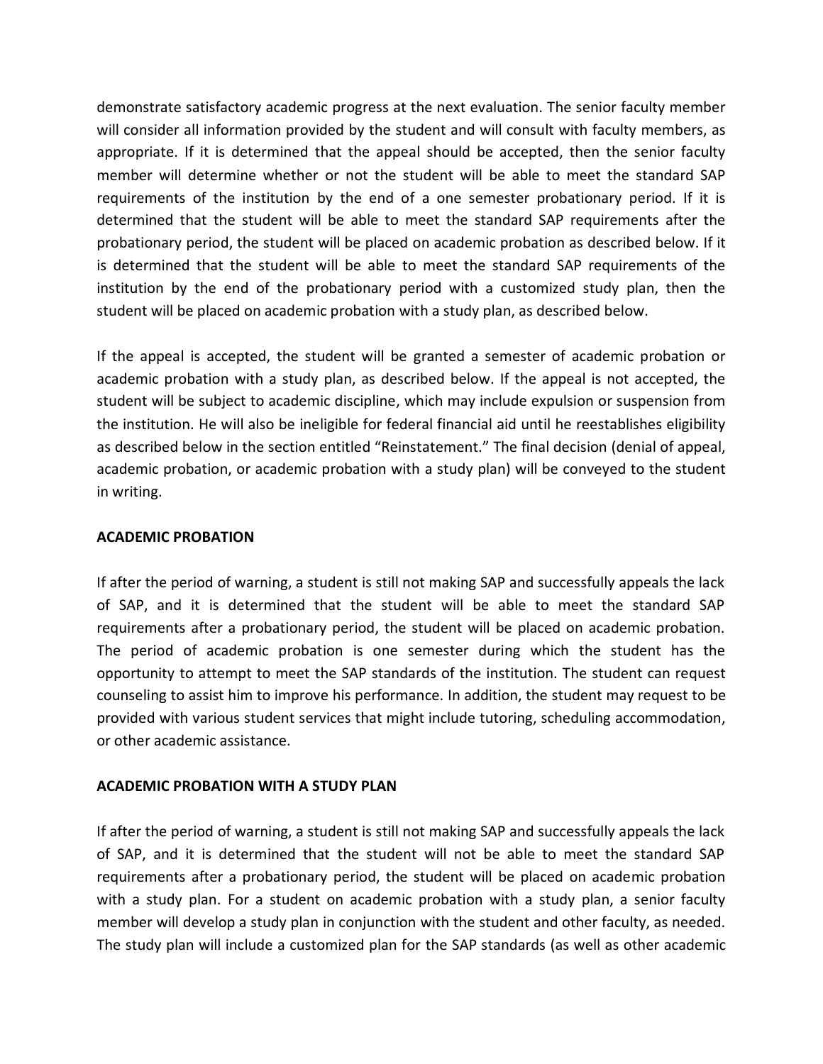demonstrate satisfactory academic progress at the next evaluation. The senior faculty member will consider all information provided by the student and will consult with faculty members, as appropriate. If it is determined that the appeal should be accepted, then the senior faculty member will determine whether or not the student will be able to meet the standard SAP requirements of the institution by the end of a one semester probationary period. If it is determined that the student will be able to meet the standard SAP requirements after the probationary period, the student will be placed on academic probation as described below. If it is determined that the student will be able to meet the standard SAP requirements of the institution by the end of the probationary period with a customized study plan, then the student will be placed on academic probation with a study plan, as described below.

If the appeal is accepted, the student will be granted a semester of academic probation or academic probation with a study plan, as described below. If the appeal is not accepted, the student will be subject to academic discipline, which may include expulsion or suspension from the institution. He will also be ineligible for federal financial aid until he reestablishes eligibility as described below in the section entitled "Reinstatement." The final decision (denial of appeal, academic probation, or academic probation with a study plan) will be conveyed to the student in writing.

**ACADEMIC PROBATION**

If after the period of warning, a student is still not making SAP and successfully appeals the lack of SAP, and it is determined that the student will be able to meet the standard SAP requirements after a probationary period, the student will be placed on academic probation. The period of academic probation is one semester during which the student has the opportunity to attempt to meet the SAP standards of the institution. The student can request counseling to assist him to improve his performance. In addition, the student may request to be provided with various student services that might include tutoring, scheduling accommodation, or other academic assistance.

**ACADEMIC PROBATION WITH A STUDY PLAN**

If after the period of warning, a student is still not making SAP and successfully appeals the lack of SAP, and it is determined that the student will not be able to meet the standard SAP requirements after a probationary period, the student will be placed on academic probation with a study plan. For a student on academic probation with a study plan, a senior faculty member will develop a study plan in conjunction with the student and other faculty, as needed. The study plan will include a customized plan for the SAP standards (as well as other academic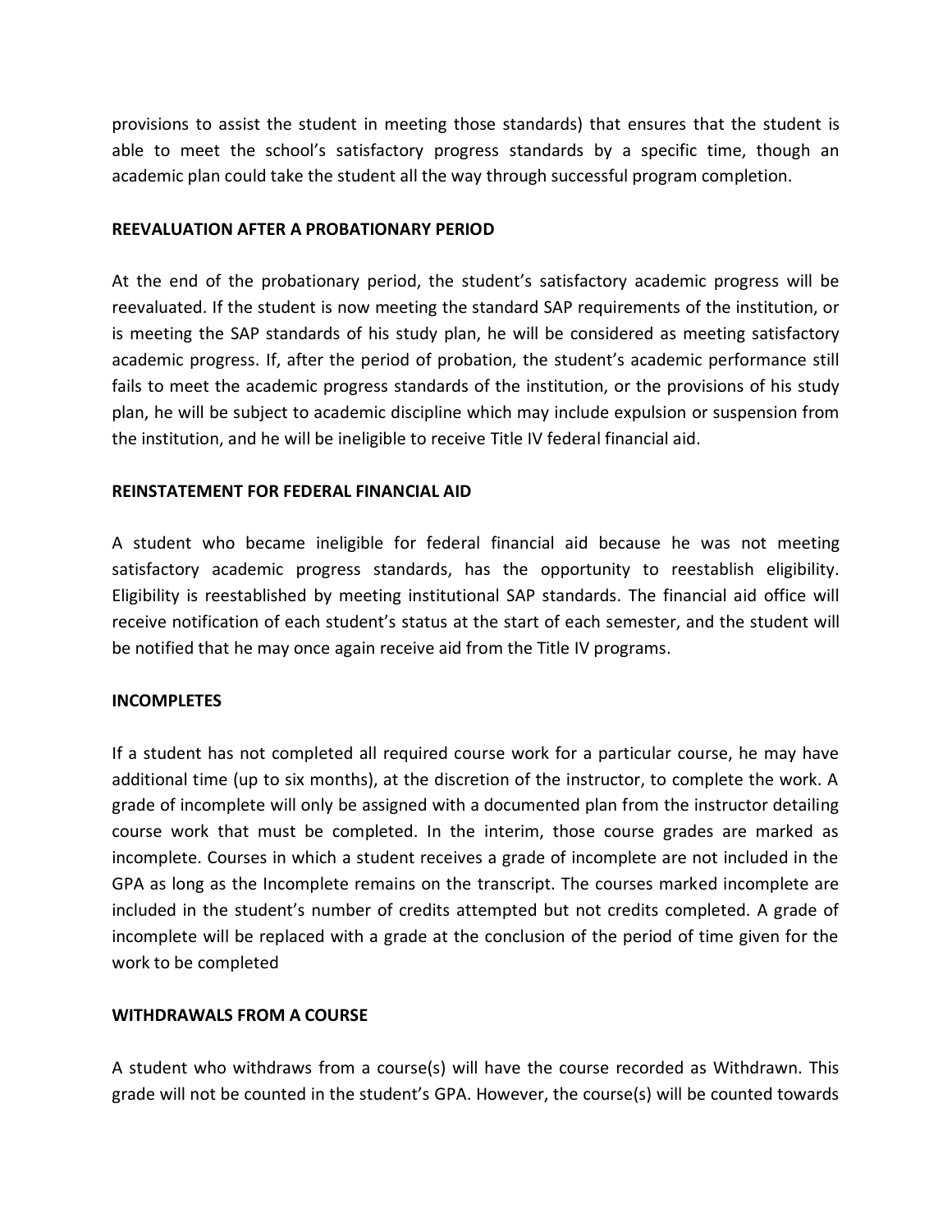provisions to assist the student in meeting those standards) that ensures that the student is able to meet the school's satisfactory progress standards by a specific time, though an academic plan could take the student all the way through successful program completion.

**REEVALUATION AFTER A PROBATIONARY PERIOD**

At the end of the probationary period, the student's satisfactory academic progress will be reevaluated. If the student is now meeting the standard SAP requirements of the institution, or is meeting the SAP standards of his study plan, he will be considered as meeting satisfactory academic progress. If, after the period of probation, the student's academic performance still fails to meet the academic progress standards of the institution, or the provisions of his study plan, he will be subject to academic discipline which may include expulsion or suspension from the institution, and he will be ineligible to receive Title IV federal financial aid.

**REINSTATEMENT FOR FEDERAL FINANCIAL AID**

A student who became ineligible for federal financial aid because he was not meeting satisfactory academic progress standards, has the opportunity to reestablish eligibility. Eligibility is reestablished by meeting institutional SAP standards. The financial aid office will receive notification of each student's status at the start of each semester, and the student will be notified that he may once again receive aid from the Title IV programs.

**INCOMPLETES**

If a student has not completed all required course work for a particular course, he may have additional time (up to six months), at the discretion of the instructor, to complete the work. A grade of incomplete will only be assigned with a documented plan from the instructor detailing course work that must be completed. In the interim, those course grades are marked as incomplete. Courses in which a student receives a grade of incomplete are not included in the GPA as long as the Incomplete remains on the transcript. The courses marked incomplete are included in the student's number of credits attempted but not credits completed. A grade of incomplete will be replaced with a grade at the conclusion of the period of time given for the work to be completed

**WITHDRAWALS FROM A COURSE**

A student who withdraws from a course(s) will have the course recorded as Withdrawn. This grade will not be counted in the student's GPA. However, the course(s) will be counted towards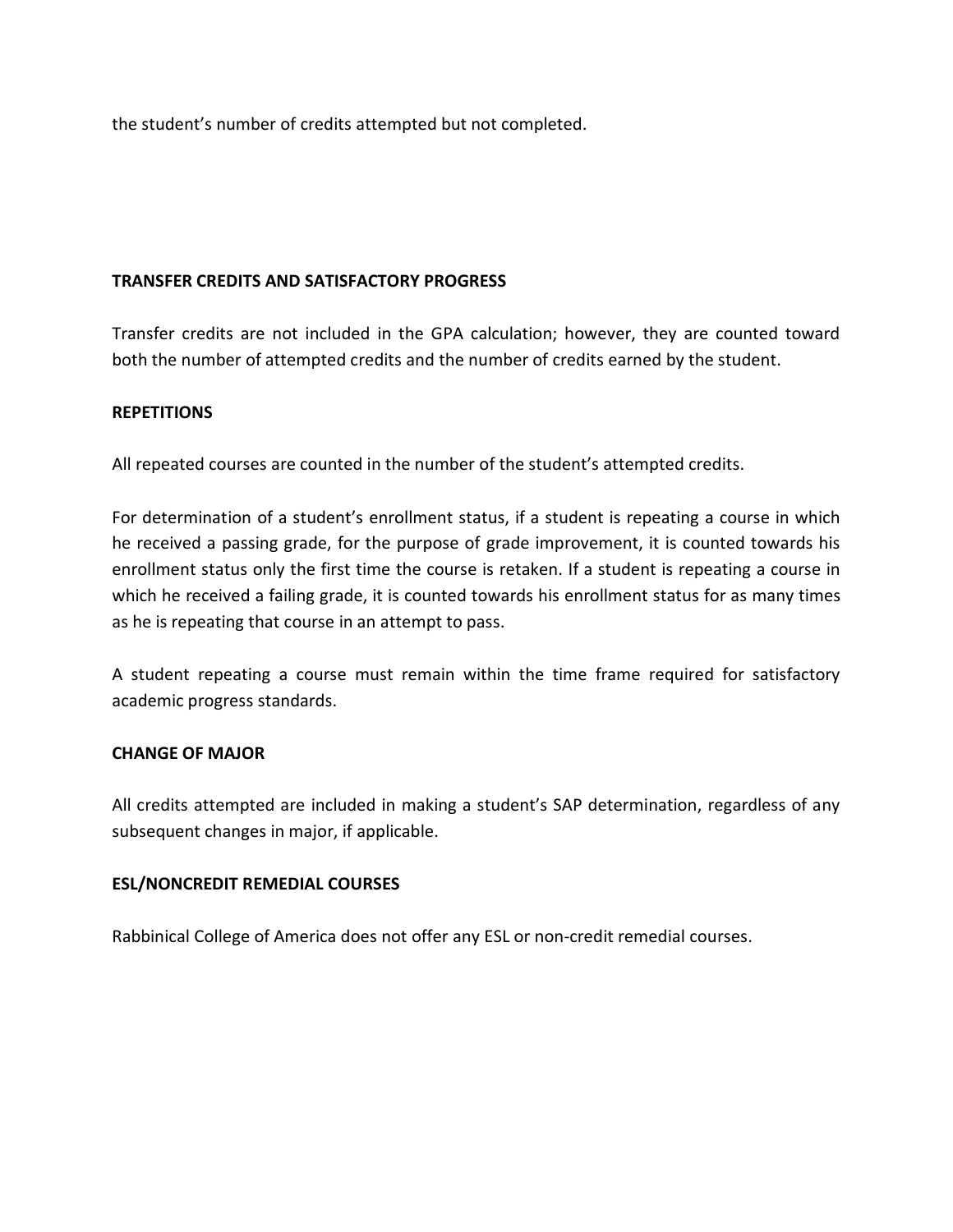the student's number of credits attempted but not completed.

**TRANSFER CREDITS AND SATISFACTORY PROGRESS**

Transfer credits are not included in the GPA calculation; however, they are counted toward both the number of attempted credits and the number of credits earned by the student.

**REPETITIONS**

All repeated courses are counted in the number of the student's attempted credits.

For determination of a student's enrollment status, if a student is repeating a course in which he received a passing grade, for the purpose of grade improvement, it is counted towards his enrollment status only the first time the course is retaken. If a student is repeating a course in which he received a failing grade, it is counted towards his enrollment status for as many times as he is repeating that course in an attempt to pass.

A student repeating a course must remain within the time frame required for satisfactory academic progress standards.

**CHANGE OF MAJOR**

All credits attempted are included in making a student's SAP determination, regardless of any subsequent changes in major, if applicable.

**ESL/NONCREDIT REMEDIAL COURSES**

Rabbinical College of America does not offer any ESL or non-credit remedial courses.